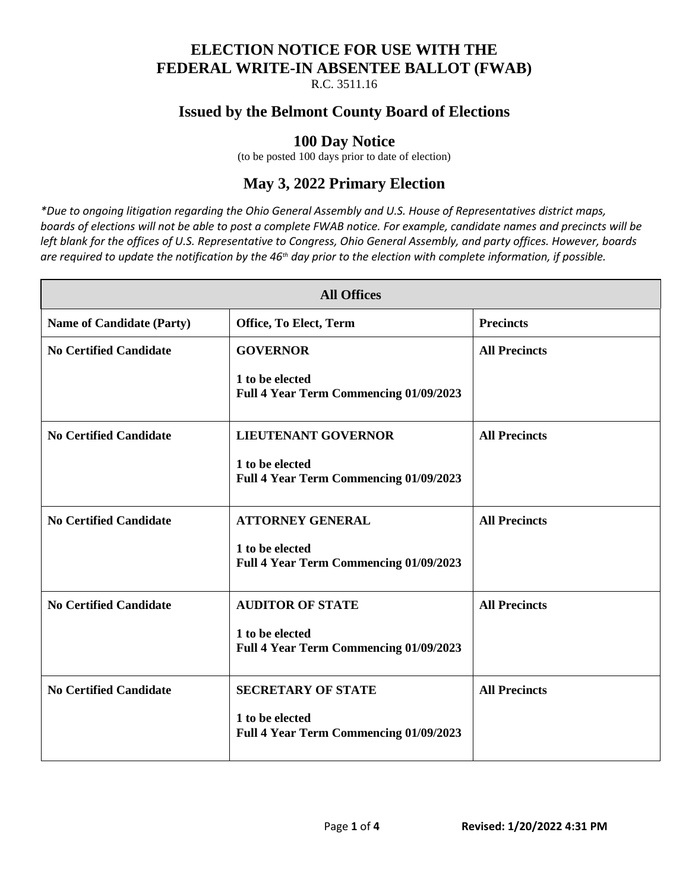# ELECTION NOTICE FOR USE WITH THE FEDERAL WRITE-IN ABSENTEE BALLOT (FWAB)

R.C. 3511.16

## Issued by the Belmont County Board of Elections

## 100 Day Notice

(to be posted 100 days prior to date of election)

## May 3, 2022 Primary Election

*\*Due to ongoing litigation regarding the Ohio General Assembly and U.S. House of Representatives district maps, boards of elections will not be able to post a complete FWAB notice. For example, candidate names and precincts will be left blank for the offices of U.S. Representative to Congress, Ohio General Assembly, and party offices. However, boards are required to update the notification by the 46th day prior to the election with complete information, if possible.*

| All Offices | | |
|---|---|---|
| **Name of Candidate (Party)** | **Office, To Elect, Term** | **Precincts** |
| **No Certified Candidate** | **GOVERNOR**<br><br>**1 to be elected**<br>**Full 4 Year Term Commencing 01/09/2023** | **All Precincts** |
| **No Certified Candidate** | **LIEUTENANT GOVERNOR**<br><br>**1 to be elected**<br>**Full 4 Year Term Commencing 01/09/2023** | **All Precincts** |
| **No Certified Candidate** | **ATTORNEY GENERAL**<br><br>**1 to be elected**<br>**Full 4 Year Term Commencing 01/09/2023** | **All Precincts** |
| **No Certified Candidate** | **AUDITOR OF STATE**<br><br>**1 to be elected**<br>**Full 4 Year Term Commencing 01/09/2023** | **All Precincts** |
| **No Certified Candidate** | **SECRETARY OF STATE**<br><br>**1 to be elected**<br>**Full 4 Year Term Commencing 01/09/2023** | **All Precincts** |

**Revised: 1/20/2022 4:31 PM**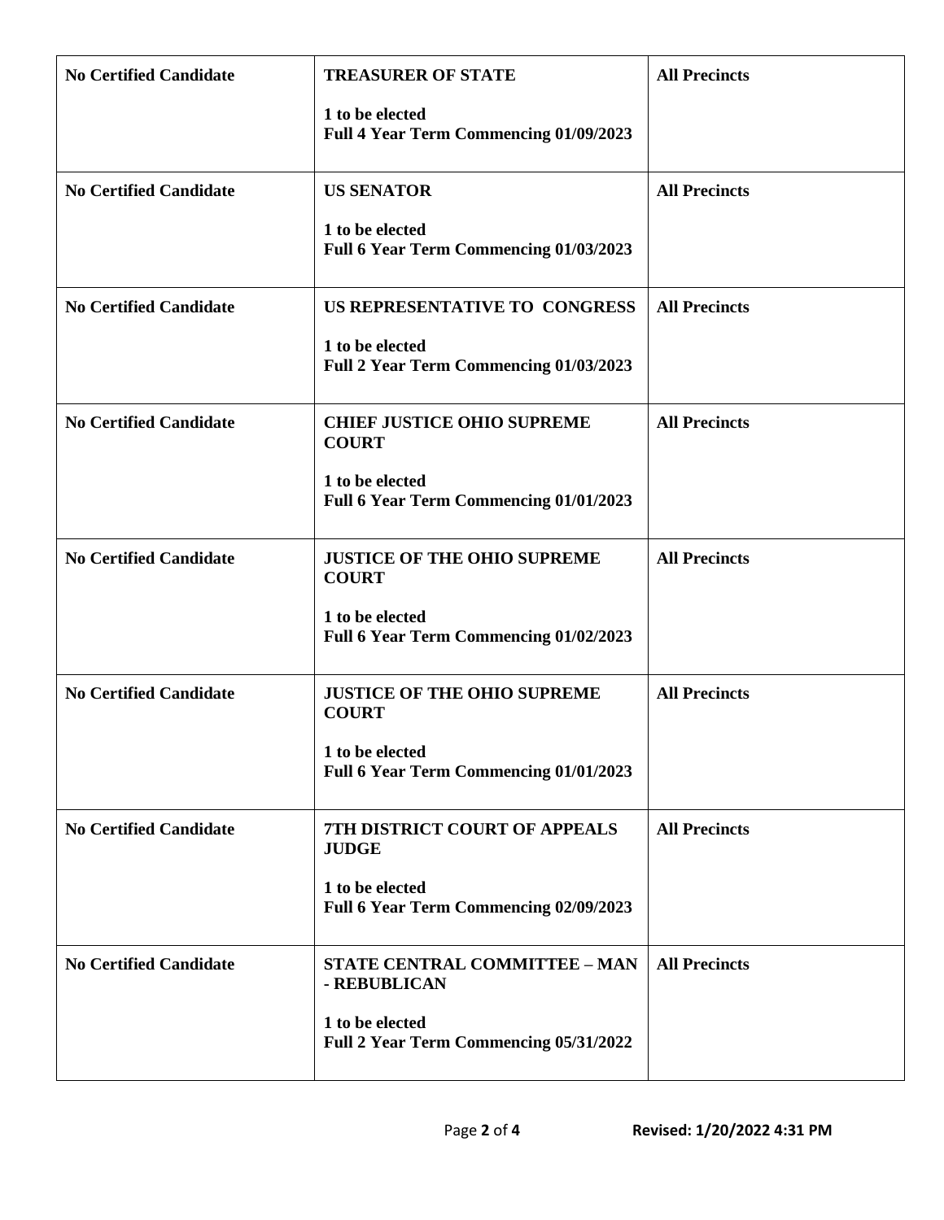| | | |
|---|---|---|
| **No Certified Candidate** | **TREASURER OF STATE**<br><br>**1 to be elected**<br>**Full 4 Year Term Commencing 01/09/2023** | **All Precincts** |
| **No Certified Candidate** | **US SENATOR**<br><br>**1 to be elected**<br>**Full 6 Year Term Commencing 01/03/2023** | **All Precincts** |
| **No Certified Candidate** | **US REPRESENTATIVE TO CONGRESS**<br><br>**1 to be elected**<br>**Full 2 Year Term Commencing 01/03/2023** | **All Precincts** |
| **No Certified Candidate** | **CHIEF JUSTICE OHIO SUPREME COURT**<br><br>**1 to be elected**<br>**Full 6 Year Term Commencing 01/01/2023** | **All Precincts** |
| **No Certified Candidate** | **JUSTICE OF THE OHIO SUPREME COURT**<br><br>**1 to be elected**<br>**Full 6 Year Term Commencing 01/02/2023** | **All Precincts** |
| **No Certified Candidate** | **JUSTICE OF THE OHIO SUPREME COURT**<br><br>**1 to be elected**<br>**Full 6 Year Term Commencing 01/01/2023** | **All Precincts** |
| **No Certified Candidate** | **7TH DISTRICT COURT OF APPEALS JUDGE**<br><br>**1 to be elected**<br>**Full 6 Year Term Commencing 02/09/2023** | **All Precincts** |
| **No Certified Candidate** | **STATE CENTRAL COMMITTEE – MAN - REBUBLICAN**<br><br>**1 to be elected**<br>**Full 2 Year Term Commencing 05/31/2022** | **All Precincts** |

**Revised: 1/20/2022 4:31 PM**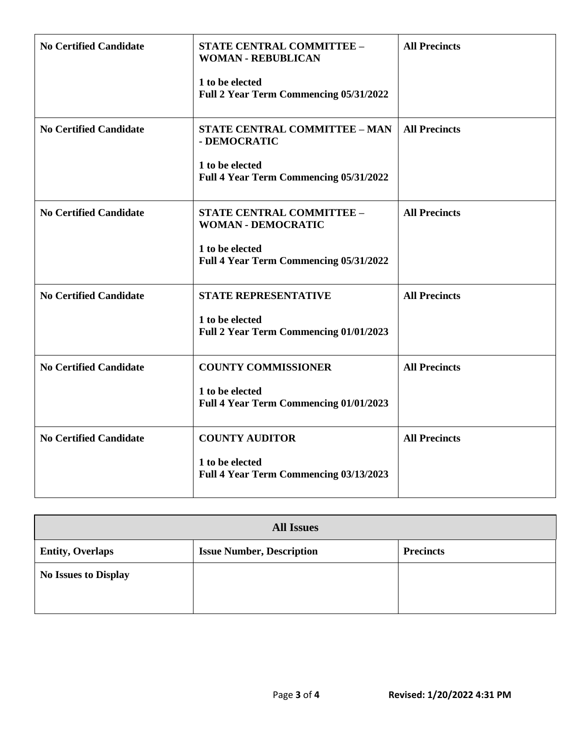| | | |
|---|---|---|
| **No Certified Candidate** | **STATE CENTRAL COMMITTEE – WOMAN - REBUBLICAN**<br><br>**1 to be elected**<br>**Full 2 Year Term Commencing 05/31/2022** | **All Precincts** |
| **No Certified Candidate** | **STATE CENTRAL COMMITTEE – MAN - DEMOCRATIC**<br><br>**1 to be elected**<br>**Full 4 Year Term Commencing 05/31/2022** | **All Precincts** |
| **No Certified Candidate** | **STATE CENTRAL COMMITTEE – WOMAN - DEMOCRATIC**<br><br>**1 to be elected**<br>**Full 4 Year Term Commencing 05/31/2022** | **All Precincts** |
| **No Certified Candidate** | **STATE REPRESENTATIVE**<br><br>**1 to be elected**<br>**Full 2 Year Term Commencing 01/01/2023** | **All Precincts** |
| **No Certified Candidate** | **COUNTY COMMISSIONER**<br><br>**1 to be elected**<br>**Full 4 Year Term Commencing 01/01/2023** | **All Precincts** |
| **No Certified Candidate** | **COUNTY AUDITOR**<br><br>**1 to be elected**<br>**Full 4 Year Term Commencing 03/13/2023** | **All Precincts** |

| **All Issues** | | |
|---|---|---|
| **Entity, Overlaps** | **Issue Number, Description** | **Precincts** |
| **No Issues to Display** | | |

**Revised: 1/20/2022 4:31 PM**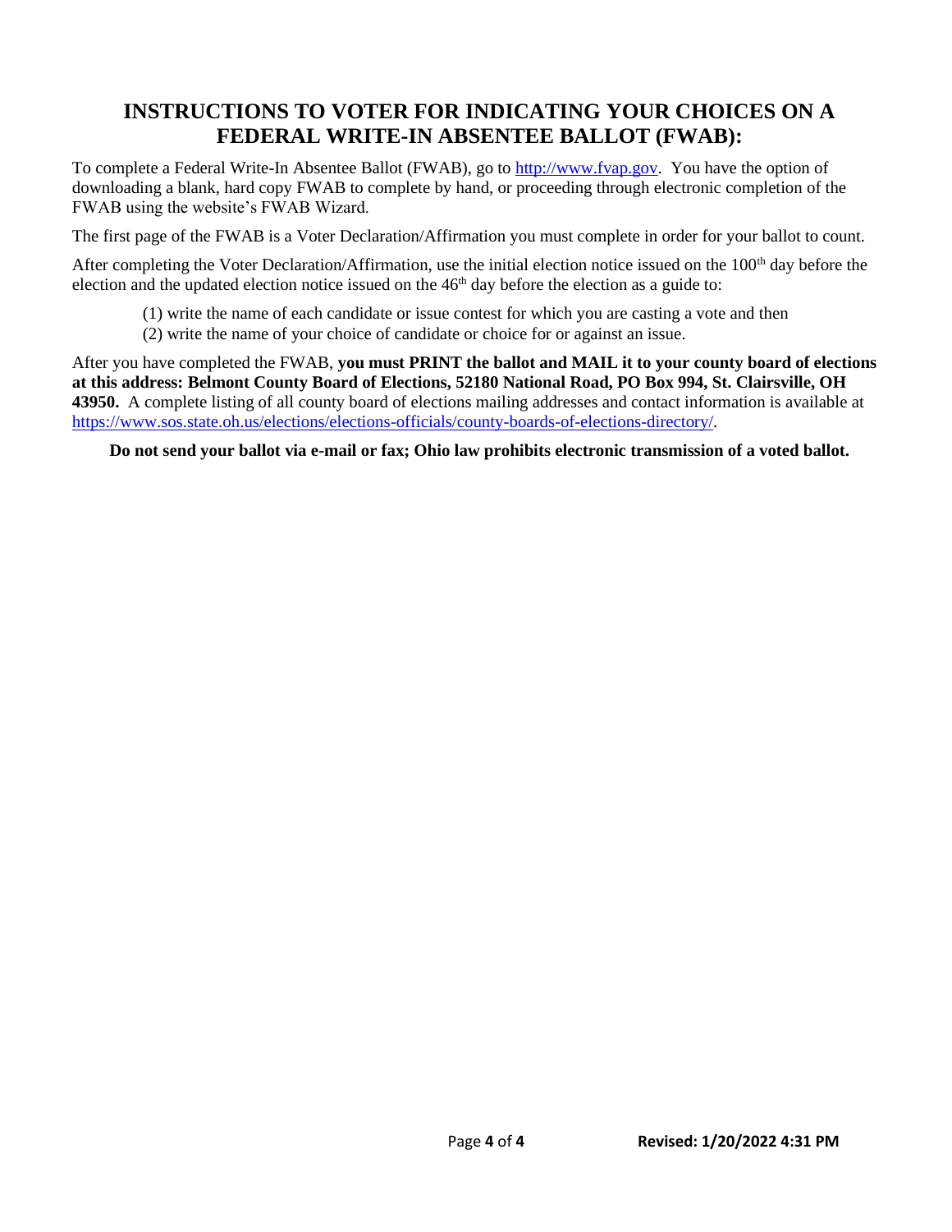# INSTRUCTIONS TO VOTER FOR INDICATING YOUR CHOICES ON A FEDERAL WRITE-IN ABSENTEE BALLOT (FWAB):

To complete a Federal Write-In Absentee Ballot (FWAB), go to http://www.fvap.gov. You have the option of downloading a blank, hard copy FWAB to complete by hand, or proceeding through electronic completion of the FWAB using the website's FWAB Wizard.

The first page of the FWAB is a Voter Declaration/Affirmation you must complete in order for your ballot to count.

After completing the Voter Declaration/Affirmation, use the initial election notice issued on the 100th day before the election and the updated election notice issued on the 46th day before the election as a guide to:

(1) write the name of each candidate or issue contest for which you are casting a vote and then
(2) write the name of your choice of candidate or choice for or against an issue.

After you have completed the FWAB, **you must PRINT the ballot and MAIL it to your county board of elections at this address: Belmont County Board of Elections, 52180 National Road, PO Box 994, St. Clairsville, OH 43950.** A complete listing of all county board of elections mailing addresses and contact information is available at https://www.sos.state.oh.us/elections/elections-officials/county-boards-of-elections-directory/.

**Do not send your ballot via e-mail or fax; Ohio law prohibits electronic transmission of a voted ballot.**

Revised: 1/20/2022 4:31 PM